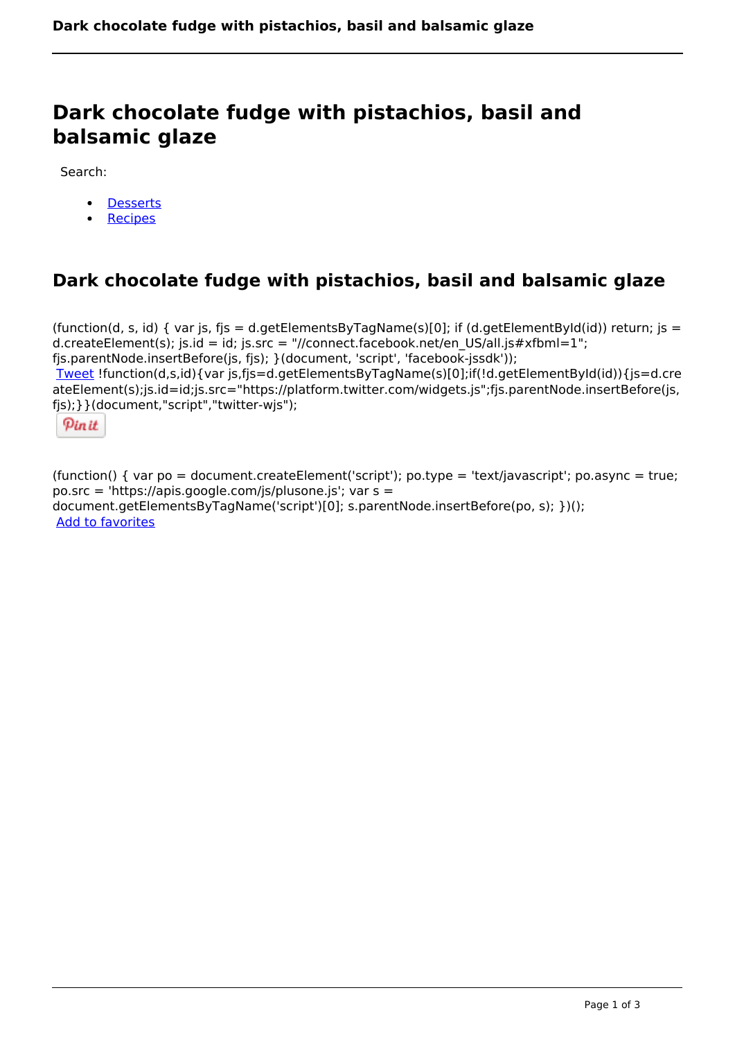# Dark chocolate fudge with pistachios, basil and balsamic glaze

Search:

- Desserts
- Recipes

## Dark chocolate fudge with pistachios, basil and balsamic glaze

(function(d, s, id) { var js, fjs = d.getElementsByTagName(s)[0]; if (d.getElementById(id)) return; js = d.createElement(s); js.id = id; js.src = "//connect.facebook.net/en_US/all.js#xfbml=1"; fjs.parentNode.insertBefore(js, fjs); }(document, 'script', 'facebook-jssdk'));
Tweet !function(d,s,id){var js,fjs=d.getElementsByTagName(s)[0];if(!d.getElementById(id)){js=d.createElement(s);js.id=id;js.src="https://platform.twitter.com/widgets.js";fjs.parentNode.insertBefore(js, fjs);}}(document,"script","twitter-wjs");

Pin it

(function() { var po = document.createElement('script'); po.type = 'text/javascript'; po.async = true; po.src = 'https://apis.google.com/js/plusone.js'; var s = document.getElementsByTagName('script')[0]; s.parentNode.insertBefore(po, s); })();
Add to favorites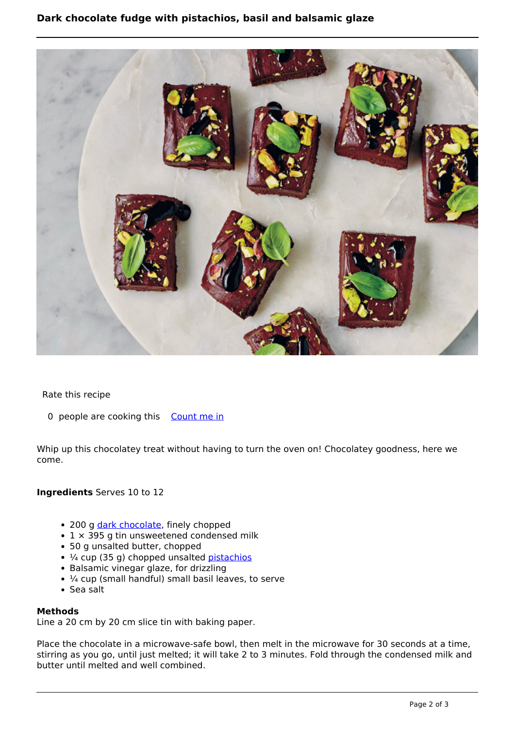# Dark chocolate fudge with pistachios, basil and balsamic glaze

Rate this recipe

0 people are cooking this [Count me in]

Whip up this chocolatey treat without having to turn the oven on! Chocolatey goodness, here we come.

**Ingredients** Serves 10 to 12

- 200 g dark chocolate, finely chopped
- 1 × 395 g tin unsweetened condensed milk
- 50 g unsalted butter, chopped
- ¼ cup (35 g) chopped unsalted pistachios
- Balsamic vinegar glaze, for drizzling
- ¼ cup (small handful) small basil leaves, to serve
- Sea salt

**Methods**

Line a 20 cm by 20 cm slice tin with baking paper.

Place the chocolate in a microwave-safe bowl, then melt in the microwave for 30 seconds at a time, stirring as you go, until just melted; it will take 2 to 3 minutes. Fold through the condensed milk and butter until melted and well combined.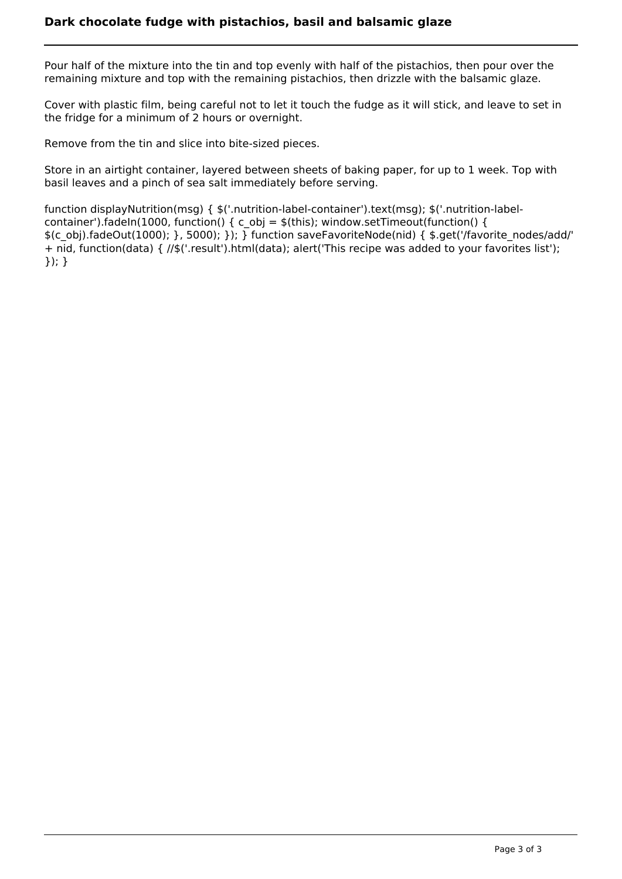Pour half of the mixture into the tin and top evenly with half of the pistachios, then pour over the remaining mixture and top with the remaining pistachios, then drizzle with the balsamic glaze.

Cover with plastic film, being careful not to let it touch the fudge as it will stick, and leave to set in the fridge for a minimum of 2 hours or overnight.

Remove from the tin and slice into bite-sized pieces.

Store in an airtight container, layered between sheets of baking paper, for up to 1 week. Top with basil leaves and a pinch of sea salt immediately before serving.

```
function displayNutrition(msg) { $('.nutrition-label-container').text(msg); $('.nutrition-label-container').fadeIn(1000, function() { c_obj = $(this); window.setTimeout(function() { $(c_obj).fadeOut(1000); }, 5000); }); } function saveFavoriteNode(nid) { $.get('/favorite_nodes/add/' + nid, function(data) { //$('.result').html(data); alert('This recipe was added to your favorites list'); }); }
```